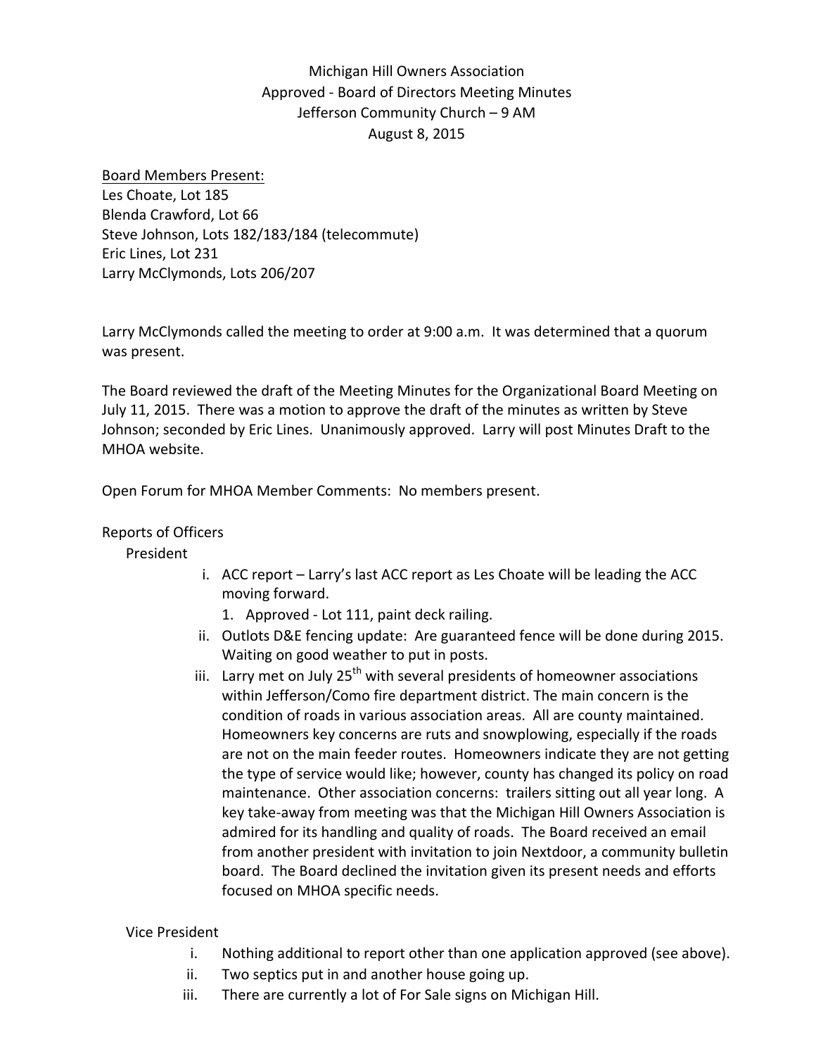Michigan Hill Owners Association
Approved - Board of Directors Meeting Minutes
Jefferson Community Church – 9 AM
August 8, 2015

Board Members Present:
Les Choate, Lot 185
Blenda Crawford, Lot 66
Steve Johnson, Lots 182/183/184 (telecommute)
Eric Lines, Lot 231
Larry McClymonds, Lots 206/207

Larry McClymonds called the meeting to order at 9:00 a.m. It was determined that a quorum was present.

The Board reviewed the draft of the Meeting Minutes for the Organizational Board Meeting on July 11, 2015. There was a motion to approve the draft of the minutes as written by Steve Johnson; seconded by Eric Lines. Unanimously approved. Larry will post Minutes Draft to the MHOA website.

Open Forum for MHOA Member Comments: No members present.

Reports of Officers

President

- i. ACC report – Larry's last ACC report as Les Choate will be leading the ACC moving forward.
  1. Approved - Lot 111, paint deck railing.
- ii. Outlots D&E fencing update: Are guaranteed fence will be done during 2015. Waiting on good weather to put in posts.
- iii. Larry met on July 25th with several presidents of homeowner associations within Jefferson/Como fire department district. The main concern is the condition of roads in various association areas. All are county maintained. Homeowners key concerns are ruts and snowplowing, especially if the roads are not on the main feeder routes. Homeowners indicate they are not getting the type of service would like; however, county has changed its policy on road maintenance. Other association concerns: trailers sitting out all year long. A key take-away from meeting was that the Michigan Hill Owners Association is admired for its handling and quality of roads. The Board received an email from another president with invitation to join Nextdoor, a community bulletin board. The Board declined the invitation given its present needs and efforts focused on MHOA specific needs.

Vice President

- i. Nothing additional to report other than one application approved (see above).
- ii. Two septics put in and another house going up.
- iii. There are currently a lot of For Sale signs on Michigan Hill.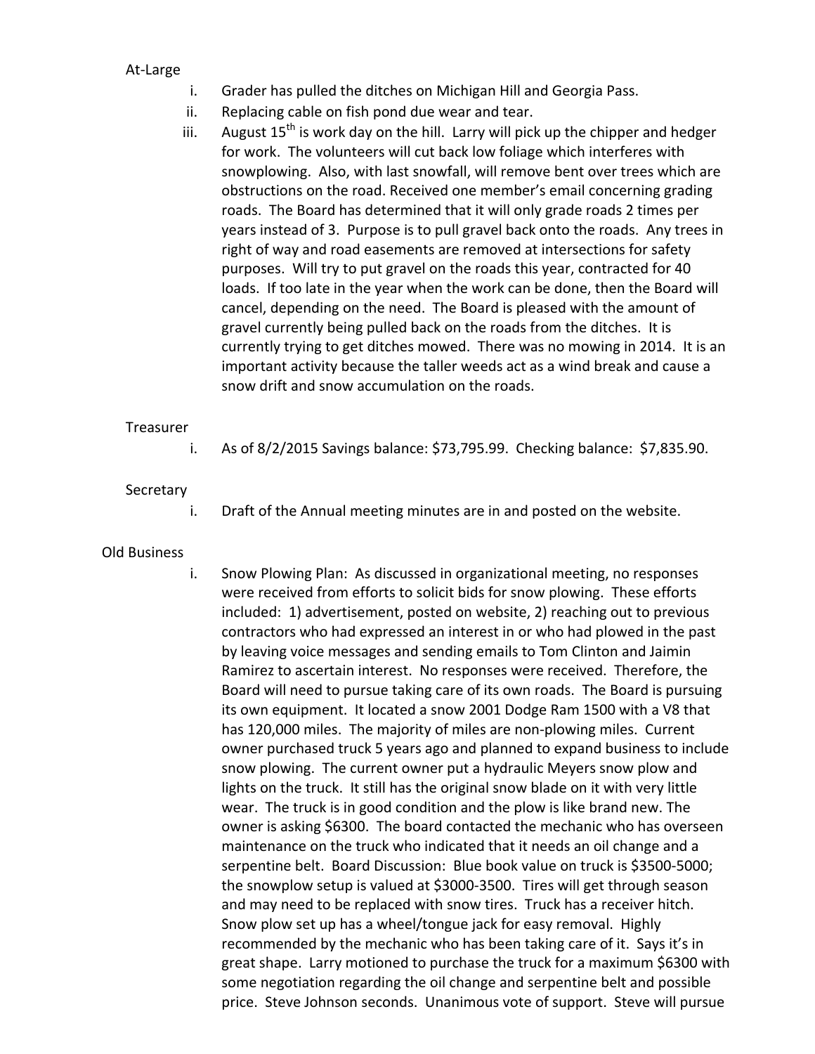At-Large

i. Grader has pulled the ditches on Michigan Hill and Georgia Pass.
ii. Replacing cable on fish pond due wear and tear.
iii. August 15th is work day on the hill. Larry will pick up the chipper and hedger for work. The volunteers will cut back low foliage which interferes with snowplowing. Also, with last snowfall, will remove bent over trees which are obstructions on the road. Received one member's email concerning grading roads. The Board has determined that it will only grade roads 2 times per years instead of 3. Purpose is to pull gravel back onto the roads. Any trees in right of way and road easements are removed at intersections for safety purposes. Will try to put gravel on the roads this year, contracted for 40 loads. If too late in the year when the work can be done, then the Board will cancel, depending on the need. The Board is pleased with the amount of gravel currently being pulled back on the roads from the ditches. It is currently trying to get ditches mowed. There was no mowing in 2014. It is an important activity because the taller weeds act as a wind break and cause a snow drift and snow accumulation on the roads.

Treasurer

i. As of 8/2/2015 Savings balance: $73,795.99. Checking balance: $7,835.90.

Secretary

i. Draft of the Annual meeting minutes are in and posted on the website.

Old Business

i. Snow Plowing Plan: As discussed in organizational meeting, no responses were received from efforts to solicit bids for snow plowing. These efforts included: 1) advertisement, posted on website, 2) reaching out to previous contractors who had expressed an interest in or who had plowed in the past by leaving voice messages and sending emails to Tom Clinton and Jaimin Ramirez to ascertain interest. No responses were received. Therefore, the Board will need to pursue taking care of its own roads. The Board is pursuing its own equipment. It located a snow 2001 Dodge Ram 1500 with a V8 that has 120,000 miles. The majority of miles are non-plowing miles. Current owner purchased truck 5 years ago and planned to expand business to include snow plowing. The current owner put a hydraulic Meyers snow plow and lights on the truck. It still has the original snow blade on it with very little wear. The truck is in good condition and the plow is like brand new. The owner is asking $6300. The board contacted the mechanic who has overseen maintenance on the truck who indicated that it needs an oil change and a serpentine belt. Board Discussion: Blue book value on truck is $3500-5000; the snowplow setup is valued at $3000-3500. Tires will get through season and may need to be replaced with snow tires. Truck has a receiver hitch. Snow plow set up has a wheel/tongue jack for easy removal. Highly recommended by the mechanic who has been taking care of it. Says it's in great shape. Larry motioned to purchase the truck for a maximum $6300 with some negotiation regarding the oil change and serpentine belt and possible price. Steve Johnson seconds. Unanimous vote of support. Steve will pursue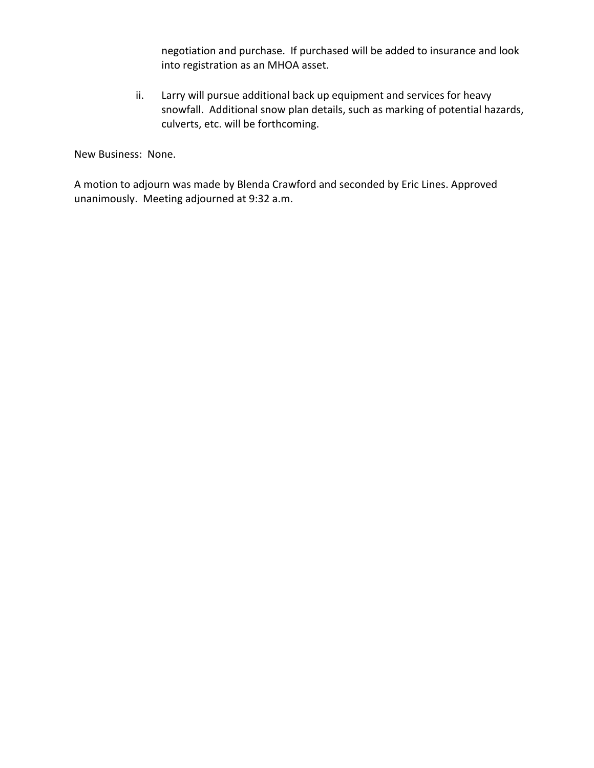negotiation and purchase. If purchased will be added to insurance and look into registration as an MHOA asset.

ii. Larry will pursue additional back up equipment and services for heavy snowfall. Additional snow plan details, such as marking of potential hazards, culverts, etc. will be forthcoming.

New Business: None.

A motion to adjourn was made by Blenda Crawford and seconded by Eric Lines. Approved unanimously. Meeting adjourned at 9:32 a.m.